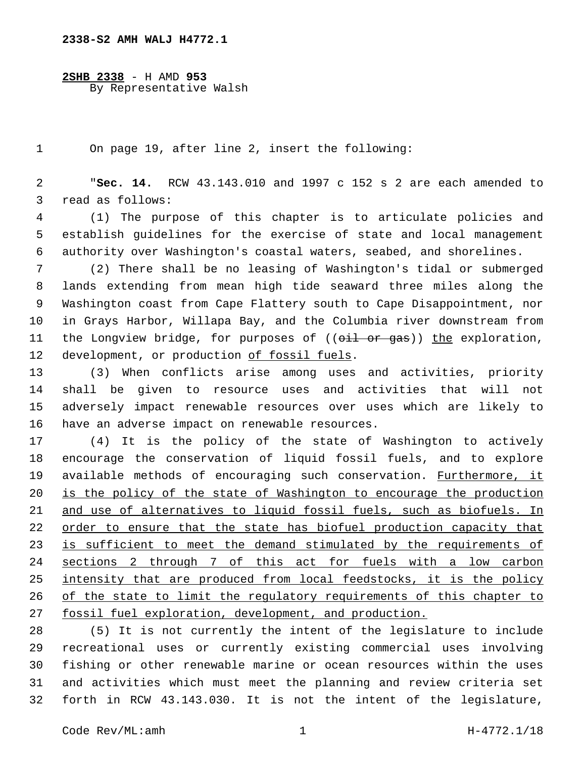2338-S2 AMH WALJ H4772.1

**2SHB 2338** - H AMD **953**
By Representative Walsh

On page 19, after line 2, insert the following:

"**Sec. 14.** RCW 43.143.010 and 1997 c 152 s 2 are each amended to read as follows:

(1) The purpose of this chapter is to articulate policies and establish guidelines for the exercise of state and local management authority over Washington's coastal waters, seabed, and shorelines.

(2) There shall be no leasing of Washington's tidal or submerged lands extending from mean high tide seaward three miles along the Washington coast from Cape Flattery south to Cape Disappointment, nor in Grays Harbor, Willapa Bay, and the Columbia river downstream from the Longview bridge, for purposes of ((~~oil or gas~~)) <u>the</u> exploration, development, or production <u>of fossil fuels</u>.

(3) When conflicts arise among uses and activities, priority shall be given to resource uses and activities that will not adversely impact renewable resources over uses which are likely to have an adverse impact on renewable resources.

(4) It is the policy of the state of Washington to actively encourage the conservation of liquid fossil fuels, and to explore available methods of encouraging such conservation. <u>Furthermore, it is the policy of the state of Washington to encourage the production and use of alternatives to liquid fossil fuels, such as biofuels. In order to ensure that the state has biofuel production capacity that is sufficient to meet the demand stimulated by the requirements of sections 2 through 7 of this act for fuels with a low carbon intensity that are produced from local feedstocks, it is the policy of the state to limit the regulatory requirements of this chapter to fossil fuel exploration, development, and production.</u>

(5) It is not currently the intent of the legislature to include recreational uses or currently existing commercial uses involving fishing or other renewable marine or ocean resources within the uses and activities which must meet the planning and review criteria set forth in RCW 43.143.030. It is not the intent of the legislature,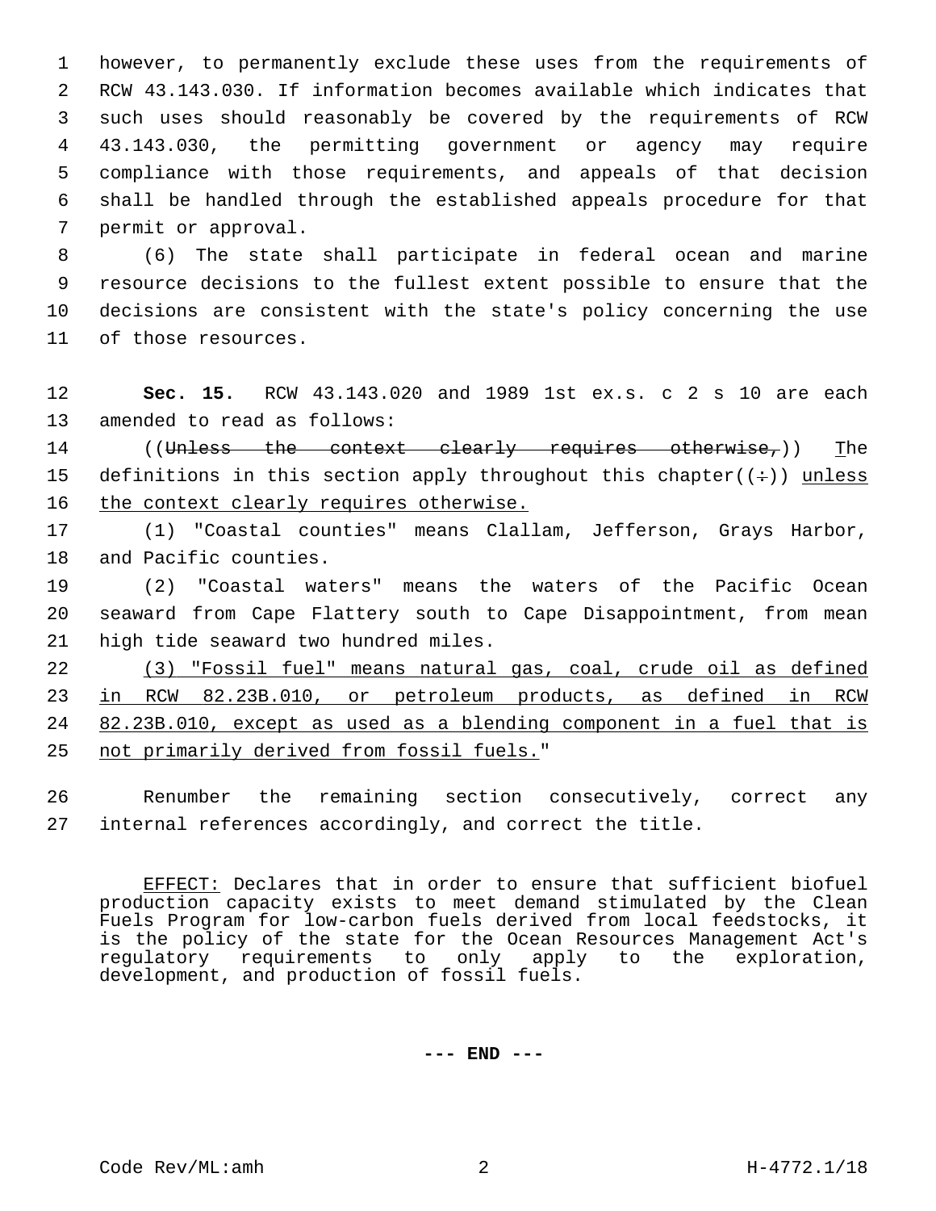however, to permanently exclude these uses from the requirements of RCW 43.143.030. If information becomes available which indicates that such uses should reasonably be covered by the requirements of RCW 43.143.030, the permitting government or agency may require compliance with those requirements, and appeals of that decision shall be handled through the established appeals procedure for that permit or approval.

(6) The state shall participate in federal ocean and marine resource decisions to the fullest extent possible to ensure that the decisions are consistent with the state's policy concerning the use of those resources.

**Sec. 15.** RCW 43.143.020 and 1989 1st ex.s. c 2 s 10 are each amended to read as follows:

((~~Unless the context clearly requires otherwise,~~)) The definitions in this section apply throughout this chapter((~~:~~)) unless the context clearly requires otherwise.

(1) "Coastal counties" means Clallam, Jefferson, Grays Harbor, and Pacific counties.

(2) "Coastal waters" means the waters of the Pacific Ocean seaward from Cape Flattery south to Cape Disappointment, from mean high tide seaward two hundred miles.

(3) "Fossil fuel" means natural gas, coal, crude oil as defined in RCW 82.23B.010, or petroleum products, as defined in RCW 82.23B.010, except as used as a blending component in a fuel that is not primarily derived from fossil fuels."

Renumber the remaining section consecutively, correct any internal references accordingly, and correct the title.

EFFECT: Declares that in order to ensure that sufficient biofuel production capacity exists to meet demand stimulated by the Clean Fuels Program for low-carbon fuels derived from local feedstocks, it is the policy of the state for the Ocean Resources Management Act's regulatory requirements to only apply to the exploration, development, and production of fossil fuels.

**--- END ---**

Code Rev/ML:amh H-4772.1/18